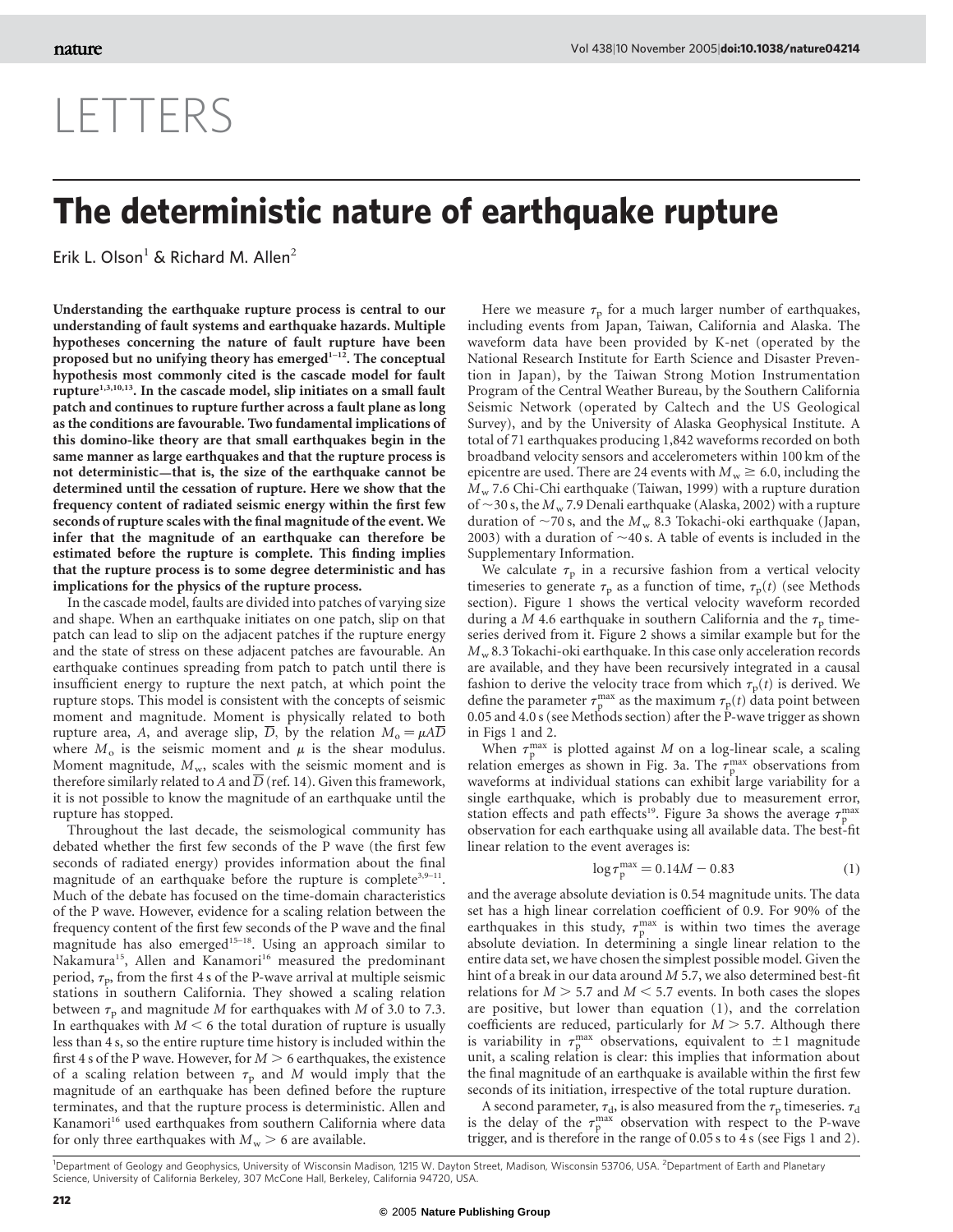# LETTERS

# The deterministic nature of earthquake rupture

Erik L. Olson[1] & Richard M. Allen[2]

**Understanding the earthquake rupture process is central to our understanding of fault systems and earthquake hazards. Multiple hypotheses concerning the nature of fault rupture have been proposed but no unifying theory has emerged[1–12]. The conceptual hypothesis most commonly cited is the cascade model for fault rupture[1,3,10,13]. In the cascade model, slip initiates on a small fault patch and continues to rupture further across a fault plane as long as the conditions are favourable. Two fundamental implications of this domino-like theory are that small earthquakes begin in the same manner as large earthquakes and that the rupture process is not deterministic—that is, the size of the earthquake cannot be determined until the cessation of rupture. Here we show that the frequency content of radiated seismic energy within the first few seconds of rupture scales with the final magnitude of the event. We infer that the magnitude of an earthquake can therefore be estimated before the rupture is complete. This finding implies that the rupture process is to some degree deterministic and has implications for the physics of the rupture process.**

In the cascade model, faults are divided into patches of varying size and shape. When an earthquake initiates on one patch, slip on that patch can lead to slip on the adjacent patches if the rupture energy and the state of stress on these adjacent patches are favourable. An earthquake continues spreading from patch to patch until there is insufficient energy to rupture the next patch, at which point the rupture stops. This model is consistent with the concepts of seismic moment and magnitude. Moment is physically related to both rupture area, $A$, and average slip, $\overline{D}$, by the relation $M_o = \mu A\overline{D}$ where $M_o$ is the seismic moment and $\mu$ is the shear modulus. Moment magnitude, $M_w$, scales with the seismic moment and is therefore similarly related to $A$ and $\overline{D}$ (ref. 14). Given this framework, it is not possible to know the magnitude of an earthquake until the rupture has stopped.

Throughout the last decade, the seismological community has debated whether the first few seconds of the P wave (the first few seconds of radiated energy) provides information about the final magnitude of an earthquake before the rupture is complete[3,9–11]. Much of the debate has focused on the time-domain characteristics of the P wave. However, evidence for a scaling relation between the frequency content of the first few seconds of the P wave and the final magnitude has also emerged[15–18]. Using an approach similar to Nakamura[15], Allen and Kanamori[16] measured the predominant period, $\tau_p$, from the first 4 s of the P-wave arrival at multiple seismic stations in southern California. They showed a scaling relation between $\tau_p$ and magnitude $M$ for earthquakes with $M$ of 3.0 to 7.3. In earthquakes with $M < 6$ the total duration of rupture is usually less than 4 s, so the entire rupture time history is included within the first 4 s of the P wave. However, for $M > 6$ earthquakes, the existence of a scaling relation between $\tau_p$ and $M$ would imply that the magnitude of an earthquake has been defined before the rupture terminates, and that the rupture process is deterministic. Allen and Kanamori[16] used earthquakes from southern California where data for only three earthquakes with $M_w > 6$ are available.

Here we measure $\tau_p$ for a much larger number of earthquakes, including events from Japan, Taiwan, California and Alaska. The waveform data have been provided by K-net (operated by the National Research Institute for Earth Science and Disaster Prevention in Japan), by the Taiwan Strong Motion Instrumentation Program of the Central Weather Bureau, by the Southern California Seismic Network (operated by Caltech and the US Geological Survey), and by the University of Alaska Geophysical Institute. A total of 71 earthquakes producing 1,842 waveforms recorded on both broadband velocity sensors and accelerometers within 100 km of the epicentre are used. There are 24 events with $M_w \geq 6.0$, including the $M_w$ 7.6 Chi-Chi earthquake (Taiwan, 1999) with a rupture duration of ~30 s, the $M_w$ 7.9 Denali earthquake (Alaska, 2002) with a rupture duration of ~70 s, and the $M_w$ 8.3 Tokachi-oki earthquake (Japan, 2003) with a duration of ~40 s. A table of events is included in the Supplementary Information.

We calculate $\tau_p$ in a recursive fashion from a vertical velocity timeseries to generate $\tau_p$ as a function of time, $\tau_p(t)$ (see Methods section). Figure 1 shows the vertical velocity waveform recorded during a $M$ 4.6 earthquake in southern California and the $\tau_p$ timeseries derived from it. Figure 2 shows a similar example but for the $M_w$ 8.3 Tokachi-oki earthquake. In this case only acceleration records are available, and they have been recursively integrated in a causal fashion to derive the velocity trace from which $\tau_p(t)$ is derived. We define the parameter $\tau_p^{max}$ as the maximum $\tau_p(t)$ data point between 0.05 and 4.0 s (see Methods section) after the P-wave trigger as shown in Figs 1 and 2.

When $\tau_p^{max}$ is plotted against $M$ on a log-linear scale, a scaling relation emerges as shown in Fig. 3a. The $\tau_p^{max}$ observations from waveforms at individual stations can exhibit large variability for a single earthquake, which is probably due to measurement error, station effects and path effects[19]. Figure 3a shows the average $\tau_p^{max}$ observation for each earthquake using all available data. The best-fit linear relation to the event averages is:

$$\log \tau_p^{max} = 0.14M - 0.83 \tag{1}$$

and the average absolute deviation is 0.54 magnitude units. The data set has a high linear correlation coefficient of 0.9. For 90% of the earthquakes in this study, $\tau_p^{max}$ is within two times the average absolute deviation. In determining a single linear relation to the entire data set, we have chosen the simplest possible model. Given the hint of a break in our data around $M$ 5.7, we also determined best-fit relations for $M > 5.7$ and $M < 5.7$ events. In both cases the slopes are positive, but lower than equation (1), and the correlation coefficients are reduced, particularly for $M > 5.7$. Although there is variability in $\tau_p^{max}$ observations, equivalent to ±1 magnitude unit, a scaling relation is clear: this implies that information about the final magnitude of an earthquake is available within the first few seconds of its initiation, irrespective of the total rupture duration.

A second parameter, $\tau_d$, is also measured from the $\tau_p$ timeseries. $\tau_d$ is the delay of the $\tau_p^{max}$ observation with respect to the P-wave trigger, and is therefore in the range of 0.05 s to 4 s (see Figs 1 and 2).

[1]Department of Geology and Geophysics, University of Wisconsin Madison, 1215 W. Dayton Street, Madison, Wisconsin 53706, USA. [2]Department of Earth and Planetary Science, University of California Berkeley, 307 McCone Hall, Berkeley, California 94720, USA.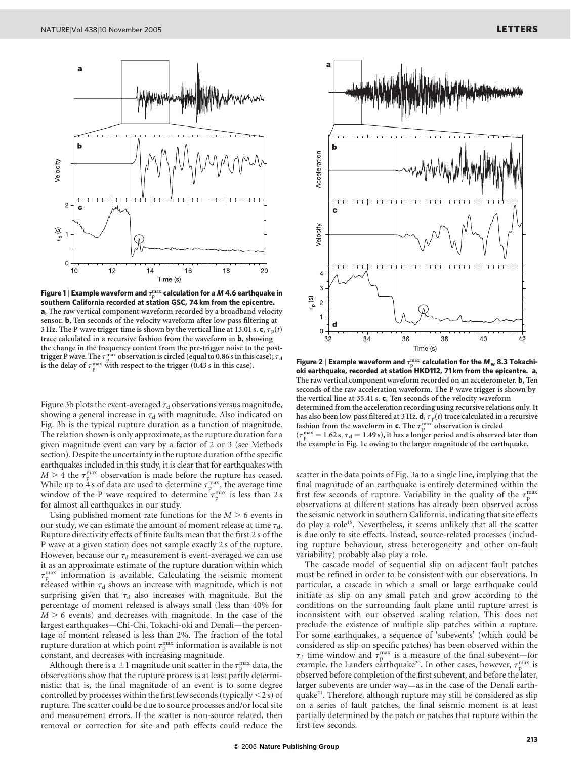**Figure 1 | Example waveform and $\tau_p^{max}$ calculation for a *M* 4.6 earthquake in southern California recorded at station GSC, 74 km from the epicentre.** **a**, The raw vertical component waveform recorded by a broadband velocity sensor. **b**, Ten seconds of the velocity waveform after low-pass filtering at 3 Hz. The P-wave trigger time is shown by the vertical line at 13.01 s. **c**, $\tau_p(t)$ trace calculated in a recursive fashion from the waveform in **b**, showing the change in the frequency content from the pre-trigger noise to the post-trigger P wave. The $\tau_p^{max}$ observation is circled (equal to 0.86 s in this case); $\tau_d$ is the delay of $\tau_p^{max}$ with respect to the trigger (0.43 s in this case).

Figure 3b plots the event-averaged $\tau_d$ observations versus magnitude, showing a general increase in $\tau_d$ with magnitude. Also indicated on Fig. 3b is the typical rupture duration as a function of magnitude. The relation shown is only approximate, as the rupture duration for a given magnitude event can vary by a factor of 2 or 3 (see Methods section). Despite the uncertainty in the rupture duration of the specific earthquakes included in this study, it is clear that for earthquakes with $M > 4$ the $\tau_p^{max}$ observation is made before the rupture has ceased. While up to 4 s of data are used to determine $\tau_p^{max}$, the average time window of the P wave required to determine $\tau_p^{max}$ is less than 2 s for almost all earthquakes in our study.

Using published moment rate functions for the $M > 6$ events in our study, we can estimate the amount of moment release at time $\tau_d$. Rupture directivity effects of finite faults mean that the first 2 s of the P wave at a given station does not sample exactly 2 s of the rupture. However, because our $\tau_d$ measurement is event-averaged we can use it as an approximate estimate of the rupture duration within which $\tau_p^{max}$ information is available. Calculating the seismic moment released within $\tau_d$ shows an increase with magnitude, which is not surprising given that $\tau_d$ also increases with magnitude. But the percentage of moment released is always small (less than 40% for $M > 6$ events) and decreases with magnitude. In the case of the largest earthquakes—Chi-Chi, Tokachi-oki and Denali—the percentage of moment released is less than 2%. The fraction of the total rupture duration at which point $\tau_p^{max}$ information is available is not constant, and decreases with increasing magnitude.

Although there is a $\pm 1$ magnitude unit scatter in the $\tau_p^{max}$ data, the observations show that the rupture process is at least partly deterministic: that is, the final magnitude of an event is to some degree controlled by processes within the first few seconds (typically <2 s) of rupture. The scatter could be due to source processes and/or local site and measurement errors. If the scatter is non-source related, then removal or correction for site and path effects could reduce the scatter in the data points of Fig. 3a to a single line, implying that the final magnitude of an earthquake is entirely determined within the first few seconds of rupture. Variability in the quality of the $\tau_p^{max}$ observations at different stations has already been observed across the seismic network in southern California, indicating that site effects do play a role[19]. Nevertheless, it seems unlikely that all the scatter is due only to site effects. Instead, source-related processes (including rupture behaviour, stress heterogeneity and other on-fault variability) probably also play a role.

The cascade model of sequential slip on adjacent fault patches must be refined in order to be consistent with our observations. In particular, a cascade in which a small or large earthquake could initiate as slip on any small patch and grow according to the conditions on the surrounding fault plane until rupture arrest is inconsistent with our observed scaling relation. This does not preclude the existence of multiple slip patches within a rupture. For some earthquakes, a sequence of 'subevents' (which could be considered as slip on specific patches) has been observed within the $\tau_d$ time window and $\tau_p^{max}$ is a measure of the final subevent—for example, the Landers earthquake[20]. In other cases, however, $\tau_p^{max}$ is observed before completion of the first subevent, and before the later, larger subevents are under way—as in the case of the Denali earthquake[21]. Therefore, although rupture may still be considered as slip on a series of fault patches, the final seismic moment is at least partially determined by the patch or patches that rupture within the first few seconds.

**Figure 2 | Example waveform and $\tau_p^{max}$ calculation for the $M_w$ 8.3 Tokachi-oki earthquake, recorded at station HKD112, 71 km from the epicentre.** **a**, The raw vertical component waveform recorded on an accelerometer. **b**, Ten seconds of the raw acceleration waveform. The P-wave trigger is shown by the vertical line at 35.41 s. **c**, Ten seconds of the velocity waveform determined from the acceleration recording using recursive relations only. It has also been low-pass filtered at 3 Hz. **d**, $\tau_p(t)$ trace calculated in a recursive fashion from the waveform in **c**. The $\tau_p^{max}$ observation is circled ($\tau_p^{max} = 1.62$ s, $\tau_d = 1.49$ s), it has a longer period and is observed later than the example in Fig. 1c owing to the larger magnitude of the earthquake.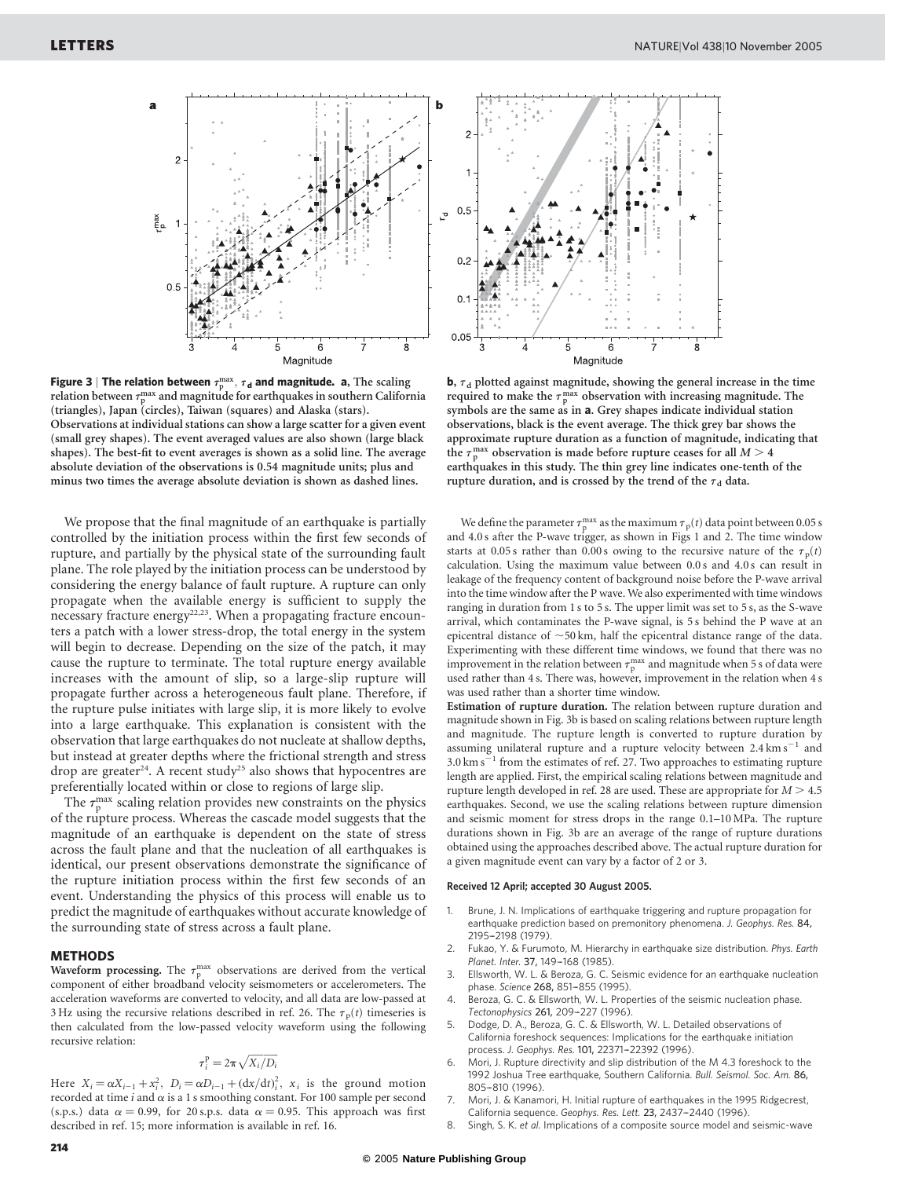**Figure 3 | The relation between $\tau_p^{max}$, $\tau_d$ and magnitude. a**, The scaling relation between $\tau_p^{max}$ and magnitude for earthquakes in southern California (triangles), Japan (circles), Taiwan (squares) and Alaska (stars). Observations at individual stations can show a large scatter for a given event (small grey shapes). The event averaged values are also shown (large black shapes). The best-fit to event averages is shown as a solid line. The average absolute deviation of the observations is 0.54 magnitude units; plus and minus two times the average absolute deviation is shown as dashed lines. **b**, $\tau_d$ plotted against magnitude, showing the general increase in the time required to make the $\tau_p^{max}$ observation with increasing magnitude. The symbols are the same as in **a**. Grey shapes indicate individual station observations, black is the event average. The thick grey bar shows the approximate rupture duration as a function of magnitude, indicating that the $\tau_p^{max}$ observation is made before rupture ceases for all $M > 4$ earthquakes in this study. The thin grey line indicates one-tenth of the rupture duration, and is crossed by the trend of the $\tau_d$ data.

We propose that the final magnitude of an earthquake is partially controlled by the initiation process within the first few seconds of rupture, and partially by the physical state of the surrounding fault plane. The role played by the initiation process can be understood by considering the energy balance of fault rupture. A rupture can only propagate when the available energy is sufficient to supply the necessary fracture energy[22,23]. When a propagating fracture encounters a patch with a lower stress-drop, the total energy in the system will begin to decrease. Depending on the size of the patch, it may cause the rupture to terminate. The total rupture energy available increases with the amount of slip, so a large-slip rupture will propagate further across a heterogeneous fault plane. Therefore, if the rupture pulse initiates with large slip, it is more likely to evolve into a large earthquake. This explanation is consistent with the observation that large earthquakes do not nucleate at shallow depths, but instead at greater depths where the frictional strength and stress drop are greater[24]. A recent study[25] also shows that hypocentres are preferentially located within or close to regions of large slip.

The $\tau_p^{max}$ scaling relation provides new constraints on the physics of the rupture process. Whereas the cascade model suggests that the magnitude of an earthquake is dependent on the state of stress across the fault plane and that the nucleation of all earthquakes is identical, our present observations demonstrate the significance of the rupture initiation process within the first few seconds of an event. Understanding the physics of this process will enable us to predict the magnitude of earthquakes without accurate knowledge of the surrounding state of stress across a fault plane.

## METHODS

**Waveform processing.** The $\tau_p^{max}$ observations are derived from the vertical component of either broadband velocity seismometers or accelerometers. The acceleration waveforms are converted to velocity, and all data are low-passed at 3 Hz using the recursive relations described in ref. 26. The $\tau_p(t)$ timeseries is then calculated from the low-passed velocity waveform using the following recursive relation:

$$\tau_i^p = 2\pi\sqrt{X_i/D_i}$$

Here $X_i = \alpha X_{i-1} + x_i^2$, $D_i = \alpha D_{i-1} + (dx/dt)_i^2$, $x_i$ is the ground motion recorded at time $i$ and $\alpha$ is a 1 s smoothing constant. For 100 sample per second (s.p.s.) data $\alpha = 0.99$, for 20 s.p.s. data $\alpha = 0.95$. This approach was first described in ref. 15; more information is available in ref. 16.

We define the parameter $\tau_p^{max}$ as the maximum $\tau_p(t)$ data point between 0.05 s and 4.0 s after the P-wave trigger, as shown in Figs 1 and 2. The time window starts at 0.05 s rather than 0.00 s owing to the recursive nature of the $\tau_p(t)$ calculation. Using the maximum value between 0.0 s and 4.0 s can result in leakage of the frequency content of background noise before the P-wave arrival into the time window after the P wave. We also experimented with time windows ranging in duration from 1 s to 5 s. The upper limit was set to 5 s, as the S-wave arrival, which contaminates the P-wave signal, is 5 s behind the P wave at an epicentral distance of ~50 km, half the epicentral distance range of the data. Experimenting with these different time windows, we found that there was no improvement in the relation between $\tau_p^{max}$ and magnitude when 5 s of data were used rather than 4 s. There was, however, improvement in the relation when 4 s was used rather than a shorter time window.

**Estimation of rupture duration.** The relation between rupture duration and magnitude shown in Fig. 3b is based on scaling relations between rupture length and magnitude. The rupture length is converted to rupture duration by assuming unilateral rupture and a rupture velocity between 2.4 km s$^{-1}$ and 3.0 km s$^{-1}$ from the estimates of ref. 27. Two approaches to estimating rupture length are applied. First, the empirical scaling relations between magnitude and rupture length developed in ref. 28 are used. These are appropriate for $M > 4.5$ earthquakes. Second, we use the scaling relations between rupture dimension and seismic moment for stress drops in the range 0.1–10 MPa. The rupture durations shown in Fig. 3b are an average of the range of rupture durations obtained using the approaches described above. The actual rupture duration for a given magnitude event can vary by a factor of 2 or 3.

**Received 12 April; accepted 30 August 2005.**

1. Brune, J. N. Implications of earthquake triggering and rupture propagation for earthquake prediction based on premonitory phenomena. *J. Geophys. Res.* **84,** 2195–2198 (1979).
2. Fukao, Y. & Furumoto, M. Hierarchy in earthquake size distribution. *Phys. Earth Planet. Inter.* **37,** 149–168 (1985).
3. Ellsworth, W. L. & Beroza, G. C. Seismic evidence for an earthquake nucleation phase. *Science* **268,** 851–855 (1995).
4. Beroza, G. C. & Ellsworth, W. L. Properties of the seismic nucleation phase. *Tectonophysics* **261,** 209–227 (1996).
5. Dodge, D. A., Beroza, G. C. & Ellsworth, W. L. Detailed observations of California foreshock sequences: Implications for the earthquake initiation process. *J. Geophys. Res.* **101,** 22371–22392 (1996).
6. Mori, J. Rupture directivity and slip distribution of the M 4.3 foreshock to the 1992 Joshua Tree earthquake, Southern California. *Bull. Seismol. Soc. Am.* **86,** 805–810 (1996).
7. Mori, J. & Kanamori, H. Initial rupture of earthquakes in the 1995 Ridgecrest, California sequence. *Geophys. Res. Lett.* **23,** 2437–2440 (1996).
8. Singh, S. K. *et al.* Implications of a composite source model and seismic-wave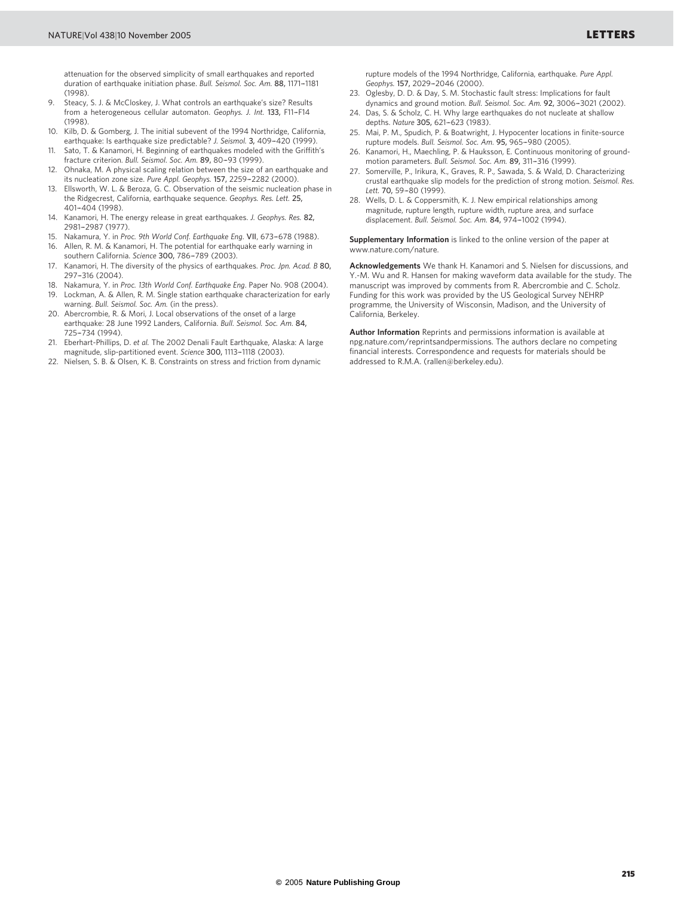attenuation for the observed simplicity of small earthquakes and reported duration of earthquake initiation phase. *Bull. Seismol. Soc. Am.* **88,** 1171–1181 (1998).

9. Steacy, S. J. & McCloskey, J. What controls an earthquake's size? Results from a heterogeneous cellular automaton. *Geophys. J. Int.* **133,** F11–F14 (1998).
10. Kilb, D. & Gomberg, J. The initial subevent of the 1994 Northridge, California, earthquake: Is earthquake size predictable? *J. Seismol.* **3,** 409–420 (1999).
11. Sato, T. & Kanamori, H. Beginning of earthquakes modeled with the Griffith's fracture criterion. *Bull. Seismol. Soc. Am.* **89,** 80–93 (1999).
12. Ohnaka, M. A physical scaling relation between the size of an earthquake and its nucleation zone size. *Pure Appl. Geophys.* **157,** 2259–2282 (2000).
13. Ellsworth, W. L. & Beroza, G. C. Observation of the seismic nucleation phase in the Ridgecrest, California, earthquake sequence. *Geophys. Res. Lett.* **25,** 401–404 (1998).
14. Kanamori, H. The energy release in great earthquakes. *J. Geophys. Res.* **82,** 2981–2987 (1977).
15. Nakamura, Y. in *Proc. 9th World Conf. Earthquake Eng.* **VII**, 673–678 (1988).
16. Allen, R. M. & Kanamori, H. The potential for earthquake early warning in southern California. *Science* **300,** 786–789 (2003).
17. Kanamori, H. The diversity of the physics of earthquakes. *Proc. Jpn. Acad. B* **80,** 297–316 (2004).
18. Nakamura, Y. in *Proc. 13th World Conf. Earthquake Eng*. Paper No. 908 (2004).
19. Lockman, A. & Allen, R. M. Single station earthquake characterization for early warning. *Bull. Seismol. Soc. Am.* (in the press).
20. Abercrombie, R. & Mori, J. Local observations of the onset of a large earthquake: 28 June 1992 Landers, California. *Bull. Seismol. Soc. Am.* **84,** 725–734 (1994).
21. Eberhart-Phillips, D. *et al.* The 2002 Denali Fault Earthquake, Alaska: A large magnitude, slip-partitioned event. *Science* **300,** 1113–1118 (2003).
22. Nielsen, S. B. & Olsen, K. B. Constraints on stress and friction from dynamic rupture models of the 1994 Northridge, California, earthquake. *Pure Appl. Geophys.* **157,** 2029–2046 (2000).
23. Oglesby, D. D. & Day, S. M. Stochastic fault stress: Implications for fault dynamics and ground motion. *Bull. Seismol. Soc. Am.* **92,** 3006–3021 (2002).
24. Das, S. & Scholz, C. H. Why large earthquakes do not nucleate at shallow depths. *Nature* **305,** 621–623 (1983).
25. Mai, P. M., Spudich, P. & Boatwright, J. Hypocenter locations in finite-source rupture models. *Bull. Seismol. Soc. Am.* **95,** 965–980 (2005).
26. Kanamori, H., Maechling, P. & Hauksson, E. Continuous monitoring of ground-motion parameters. *Bull. Seismol. Soc. Am.* **89,** 311–316 (1999).
27. Somerville, P., Irikura, K., Graves, R. P., Sawada, S. & Wald, D. Characterizing crustal earthquake slip models for the prediction of strong motion. *Seismol. Res. Lett.* **70,** 59–80 (1999).
28. Wells, D. L. & Coppersmith, K. J. New empirical relationships among magnitude, rupture length, rupture width, rupture area, and surface displacement. *Bull. Seismol. Soc. Am.* **84,** 974–1002 (1994).

**Supplementary Information** is linked to the online version of the paper at www.nature.com/nature.

**Acknowledgements** We thank H. Kanamori and S. Nielsen for discussions, and Y.-M. Wu and R. Hansen for making waveform data available for the study. The manuscript was improved by comments from R. Abercrombie and C. Scholz. Funding for this work was provided by the US Geological Survey NEHRP programme, the University of Wisconsin, Madison, and the University of California, Berkeley.

**Author Information** Reprints and permissions information is available at npg.nature.com/reprintsandpermissions. The authors declare no competing financial interests. Correspondence and requests for materials should be addressed to R.M.A. (rallen@berkeley.edu).